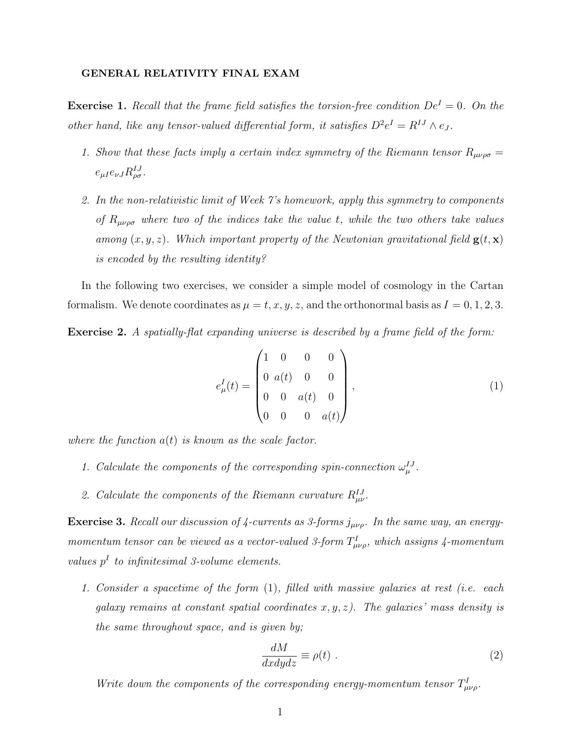**GENERAL RELATIVITY FINAL EXAM**

**Exercise 1.** *Recall that the frame field satisfies the torsion-free condition $De^I = 0$. On the other hand, like any tensor-valued differential form, it satisfies $D^2 e^I = R^{IJ} \wedge e_J$.*

1. *Show that these facts imply a certain index symmetry of the Riemann tensor $R_{\mu\nu\rho\sigma} = e_{\mu I} e_{\nu J} R^{IJ}_{\rho\sigma}$.*
2. *In the non-relativistic limit of Week 7's homework, apply this symmetry to components of $R_{\mu\nu\rho\sigma}$ where two of the indices take the value $t$, while the two others take values among $(x, y, z)$. Which important property of the Newtonian gravitational field $\mathbf{g}(t, \mathbf{x})$ is encoded by the resulting identity?*

In the following two exercises, we consider a simple model of cosmology in the Cartan formalism. We denote coordinates as $\mu = t, x, y, z$, and the orthonormal basis as $I = 0, 1, 2, 3$.

**Exercise 2.** *A spatially-flat expanding universe is described by a frame field of the form:*

$$e^I_\mu(t) = \begin{pmatrix} 1 & 0 & 0 & 0 \\ 0 & a(t) & 0 & 0 \\ 0 & 0 & a(t) & 0 \\ 0 & 0 & 0 & a(t) \end{pmatrix} , \tag{1}$$

*where the function $a(t)$ is known as the scale factor.*

1. *Calculate the components of the corresponding spin-connection $\omega^{IJ}_\mu$.*
2. *Calculate the components of the Riemann curvature $R^{IJ}_{\mu\nu}$.*

**Exercise 3.** *Recall our discussion of 4-currents as 3-forms $j_{\mu\nu\rho}$. In the same way, an energy-momentum tensor can be viewed as a vector-valued 3-form $T^I_{\mu\nu\rho}$, which assigns 4-momentum values $p^I$ to infinitesimal 3-volume elements.*

1. *Consider a spacetime of the form (1), filled with massive galaxies at rest (i.e. each galaxy remains at constant spatial coordinates $x, y, z$). The galaxies' mass density is the same throughout space, and is given by;*

$$\frac{dM}{dxdydz} \equiv \rho(t) \; . \tag{2}$$

*Write down the components of the corresponding energy-momentum tensor $T^I_{\mu\nu\rho}$.*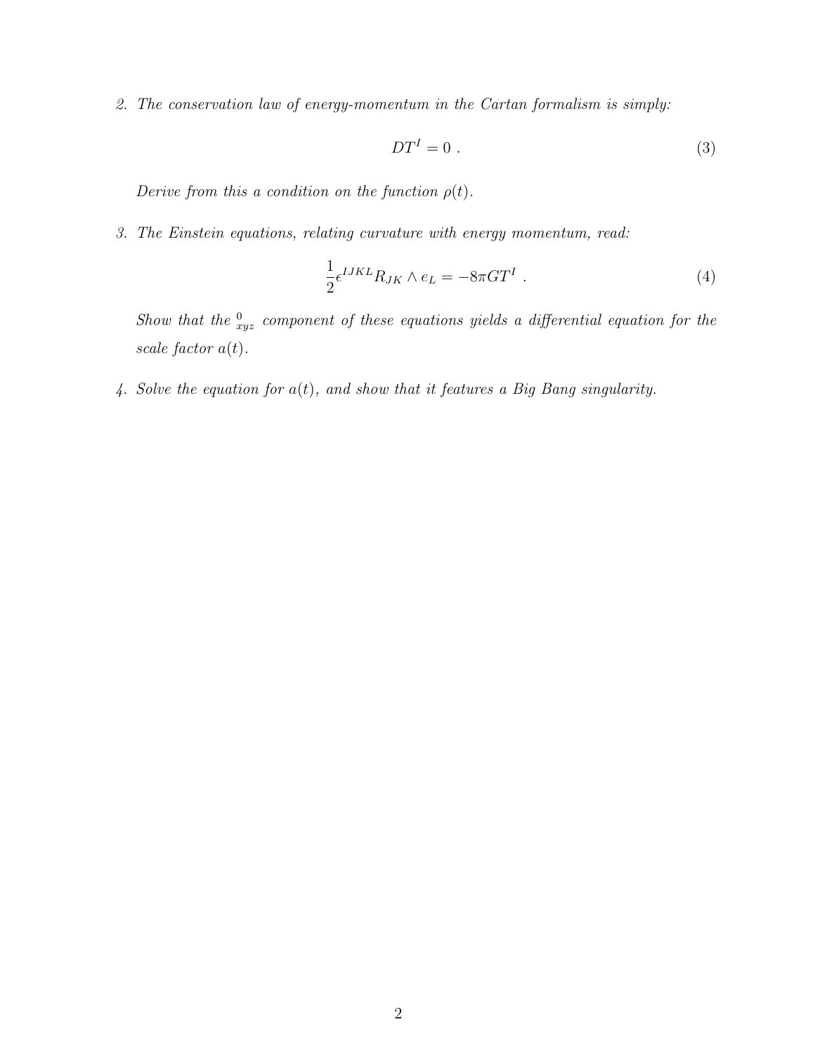2. *The conservation law of energy-momentum in the Cartan formalism is simply:*

$$DT^I = 0 \ . \tag{3}$$

   *Derive from this a condition on the function $\rho(t)$.*

3. *The Einstein equations, relating curvature with energy momentum, read:*

$$\frac{1}{2}\epsilon^{IJKL} R_{JK} \wedge e_L = -8\pi G T^I \ . \tag{4}$$

   *Show that the ${}^{0}_{xyz}$ component of these equations yields a differential equation for the scale factor $a(t)$.*

4. *Solve the equation for $a(t)$, and show that it features a Big Bang singularity.*